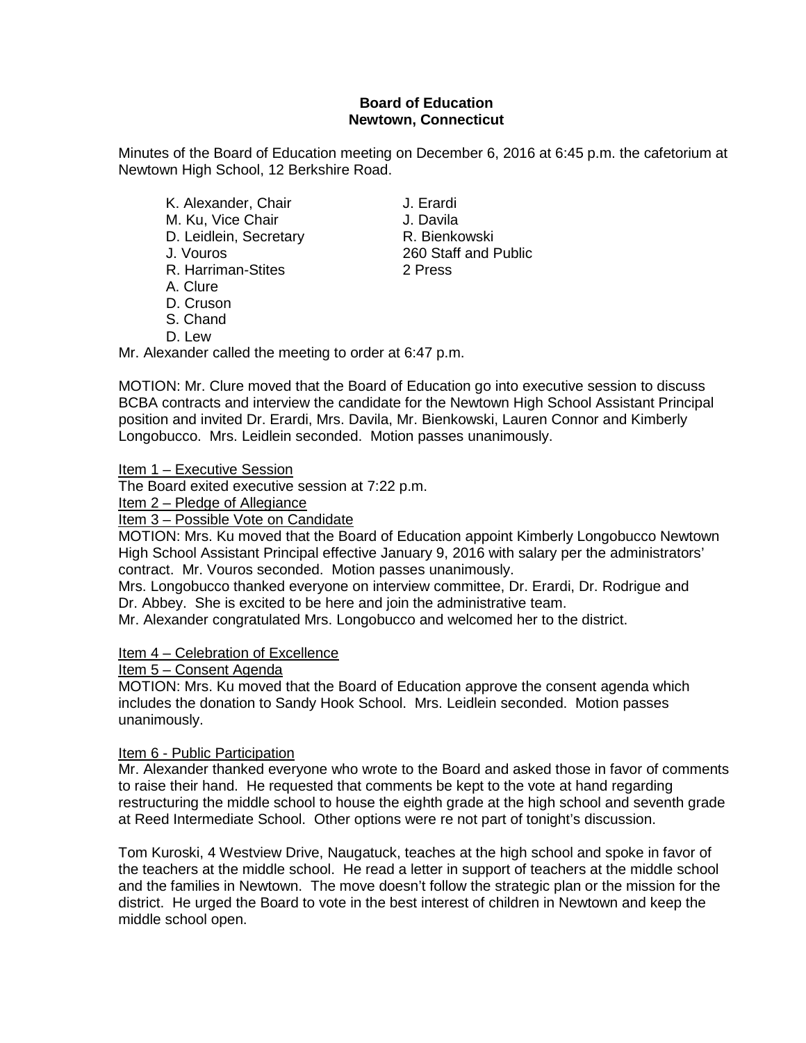**Board of Education**
**Newtown, Connecticut**

Minutes of the Board of Education meeting on December 6, 2016 at 6:45 p.m. the cafetorium at Newtown High School, 12 Berkshire Road.

K. Alexander, Chair
M. Ku, Vice Chair
D. Leidlein, Secretary
J. Vouros
R. Harriman-Stites
A. Clure
D. Cruson
S. Chand
D. Lew

J. Erardi
J. Davila
R. Bienkowski
260 Staff and Public
2 Press

Mr. Alexander called the meeting to order at 6:47 p.m.

MOTION: Mr. Clure moved that the Board of Education go into executive session to discuss BCBA contracts and interview the candidate for the Newtown High School Assistant Principal position and invited Dr. Erardi, Mrs. Davila, Mr. Bienkowski, Lauren Connor and Kimberly Longobucco. Mrs. Leidlein seconded. Motion passes unanimously.

Item 1 – Executive Session

The Board exited executive session at 7:22 p.m.

Item 2 – Pledge of Allegiance

Item 3 – Possible Vote on Candidate

MOTION: Mrs. Ku moved that the Board of Education appoint Kimberly Longobucco Newtown High School Assistant Principal effective January 9, 2016 with salary per the administrators' contract. Mr. Vouros seconded. Motion passes unanimously.

Mrs. Longobucco thanked everyone on interview committee, Dr. Erardi, Dr. Rodrigue and Dr. Abbey. She is excited to be here and join the administrative team.

Mr. Alexander congratulated Mrs. Longobucco and welcomed her to the district.

Item 4 – Celebration of Excellence

Item 5 – Consent Agenda

MOTION: Mrs. Ku moved that the Board of Education approve the consent agenda which includes the donation to Sandy Hook School. Mrs. Leidlein seconded. Motion passes unanimously.

Item 6 - Public Participation

Mr. Alexander thanked everyone who wrote to the Board and asked those in favor of comments to raise their hand. He requested that comments be kept to the vote at hand regarding restructuring the middle school to house the eighth grade at the high school and seventh grade at Reed Intermediate School. Other options were re not part of tonight's discussion.

Tom Kuroski, 4 Westview Drive, Naugatuck, teaches at the high school and spoke in favor of the teachers at the middle school. He read a letter in support of teachers at the middle school and the families in Newtown. The move doesn't follow the strategic plan or the mission for the district. He urged the Board to vote in the best interest of children in Newtown and keep the middle school open.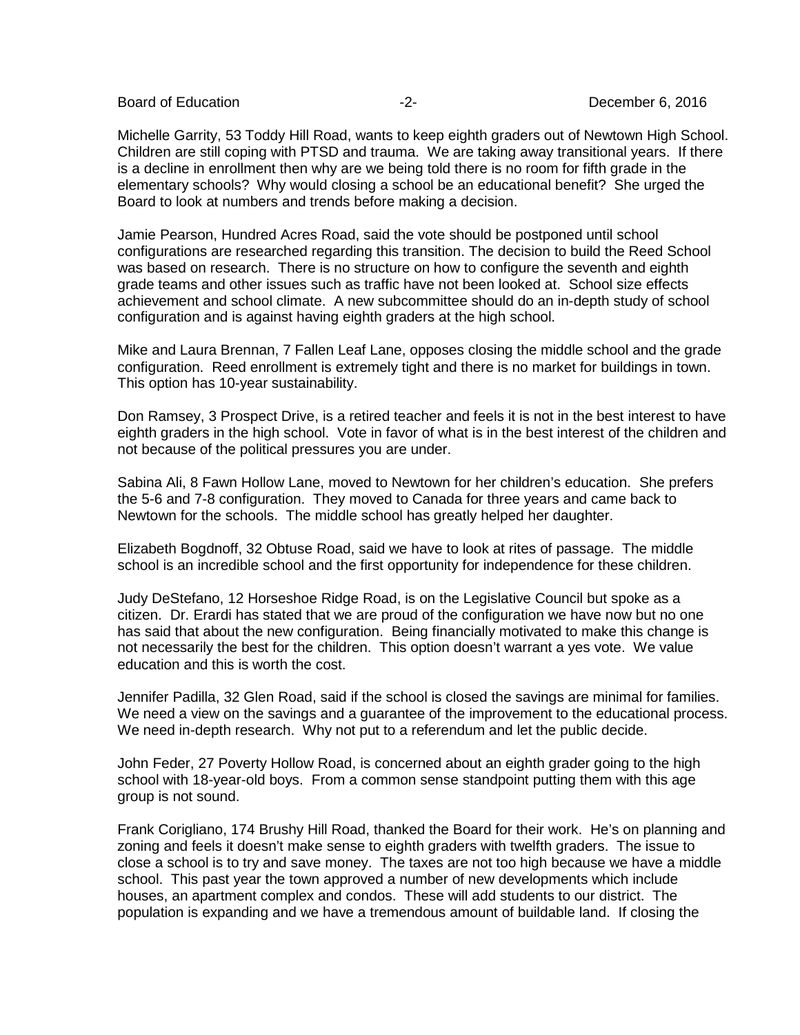Michelle Garrity, 53 Toddy Hill Road, wants to keep eighth graders out of Newtown High School. Children are still coping with PTSD and trauma. We are taking away transitional years. If there is a decline in enrollment then why are we being told there is no room for fifth grade in the elementary schools? Why would closing a school be an educational benefit? She urged the Board to look at numbers and trends before making a decision.

Jamie Pearson, Hundred Acres Road, said the vote should be postponed until school configurations are researched regarding this transition. The decision to build the Reed School was based on research. There is no structure on how to configure the seventh and eighth grade teams and other issues such as traffic have not been looked at. School size effects achievement and school climate. A new subcommittee should do an in-depth study of school configuration and is against having eighth graders at the high school.

Mike and Laura Brennan, 7 Fallen Leaf Lane, opposes closing the middle school and the grade configuration. Reed enrollment is extremely tight and there is no market for buildings in town. This option has 10-year sustainability.

Don Ramsey, 3 Prospect Drive, is a retired teacher and feels it is not in the best interest to have eighth graders in the high school. Vote in favor of what is in the best interest of the children and not because of the political pressures you are under.

Sabina Ali, 8 Fawn Hollow Lane, moved to Newtown for her children's education. She prefers the 5-6 and 7-8 configuration. They moved to Canada for three years and came back to Newtown for the schools. The middle school has greatly helped her daughter.

Elizabeth Bogdnoff, 32 Obtuse Road, said we have to look at rites of passage. The middle school is an incredible school and the first opportunity for independence for these children.

Judy DeStefano, 12 Horseshoe Ridge Road, is on the Legislative Council but spoke as a citizen. Dr. Erardi has stated that we are proud of the configuration we have now but no one has said that about the new configuration. Being financially motivated to make this change is not necessarily the best for the children. This option doesn't warrant a yes vote. We value education and this is worth the cost.

Jennifer Padilla, 32 Glen Road, said if the school is closed the savings are minimal for families. We need a view on the savings and a guarantee of the improvement to the educational process. We need in-depth research. Why not put to a referendum and let the public decide.

John Feder, 27 Poverty Hollow Road, is concerned about an eighth grader going to the high school with 18-year-old boys. From a common sense standpoint putting them with this age group is not sound.

Frank Corigliano, 174 Brushy Hill Road, thanked the Board for their work. He's on planning and zoning and feels it doesn't make sense to eighth graders with twelfth graders. The issue to close a school is to try and save money. The taxes are not too high because we have a middle school. This past year the town approved a number of new developments which include houses, an apartment complex and condos. These will add students to our district. The population is expanding and we have a tremendous amount of buildable land. If closing the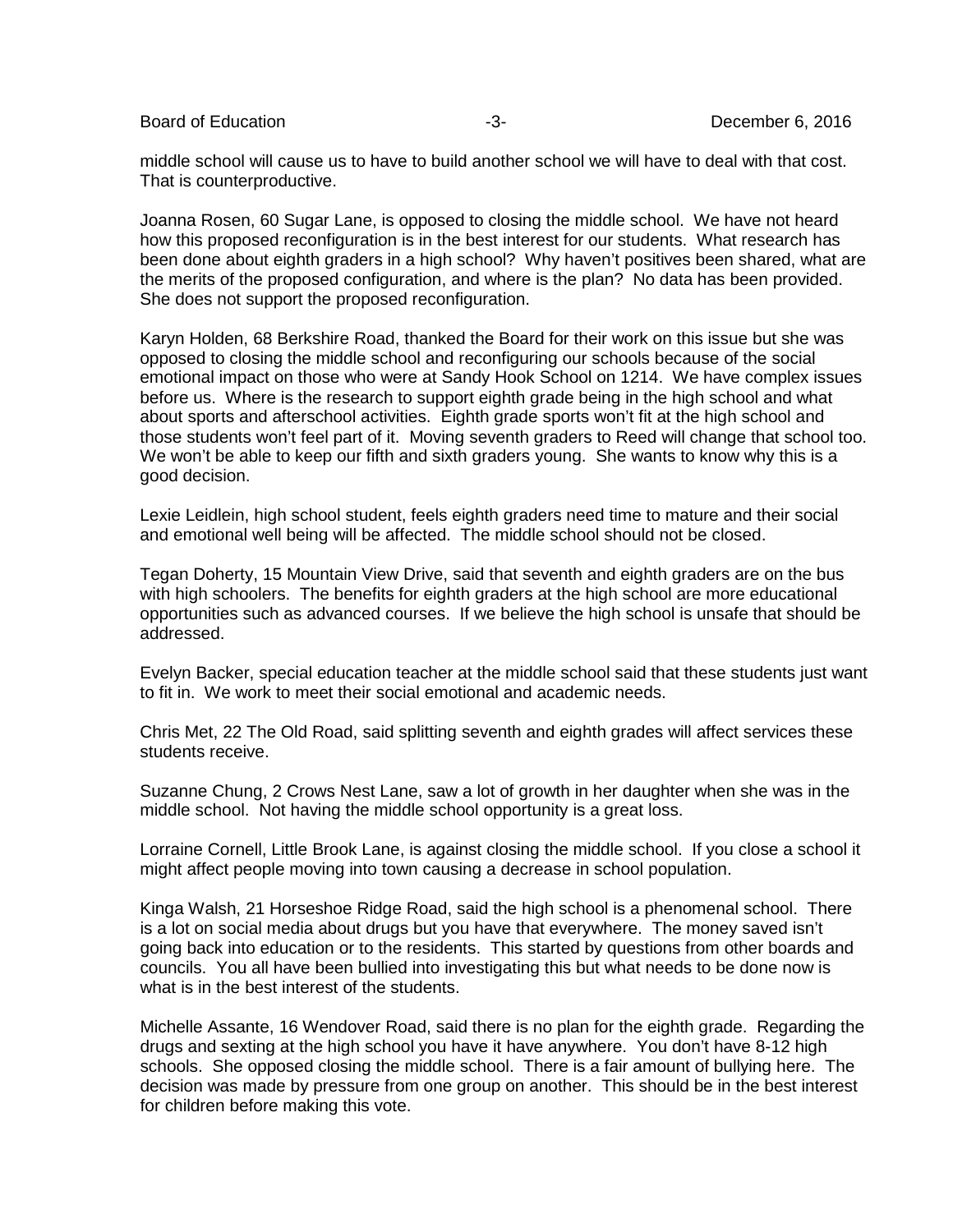middle school will cause us to have to build another school we will have to deal with that cost. That is counterproductive.

Joanna Rosen, 60 Sugar Lane, is opposed to closing the middle school. We have not heard how this proposed reconfiguration is in the best interest for our students. What research has been done about eighth graders in a high school? Why haven't positives been shared, what are the merits of the proposed configuration, and where is the plan? No data has been provided. She does not support the proposed reconfiguration.

Karyn Holden, 68 Berkshire Road, thanked the Board for their work on this issue but she was opposed to closing the middle school and reconfiguring our schools because of the social emotional impact on those who were at Sandy Hook School on 1214. We have complex issues before us. Where is the research to support eighth grade being in the high school and what about sports and afterschool activities. Eighth grade sports won't fit at the high school and those students won't feel part of it. Moving seventh graders to Reed will change that school too. We won't be able to keep our fifth and sixth graders young. She wants to know why this is a good decision.

Lexie Leidlein, high school student, feels eighth graders need time to mature and their social and emotional well being will be affected. The middle school should not be closed.

Tegan Doherty, 15 Mountain View Drive, said that seventh and eighth graders are on the bus with high schoolers. The benefits for eighth graders at the high school are more educational opportunities such as advanced courses. If we believe the high school is unsafe that should be addressed.

Evelyn Backer, special education teacher at the middle school said that these students just want to fit in. We work to meet their social emotional and academic needs.

Chris Met, 22 The Old Road, said splitting seventh and eighth grades will affect services these students receive.

Suzanne Chung, 2 Crows Nest Lane, saw a lot of growth in her daughter when she was in the middle school. Not having the middle school opportunity is a great loss.

Lorraine Cornell, Little Brook Lane, is against closing the middle school. If you close a school it might affect people moving into town causing a decrease in school population.

Kinga Walsh, 21 Horseshoe Ridge Road, said the high school is a phenomenal school. There is a lot on social media about drugs but you have that everywhere. The money saved isn't going back into education or to the residents. This started by questions from other boards and councils. You all have been bullied into investigating this but what needs to be done now is what is in the best interest of the students.

Michelle Assante, 16 Wendover Road, said there is no plan for the eighth grade. Regarding the drugs and sexting at the high school you have it have anywhere. You don't have 8-12 high schools. She opposed closing the middle school. There is a fair amount of bullying here. The decision was made by pressure from one group on another. This should be in the best interest for children before making this vote.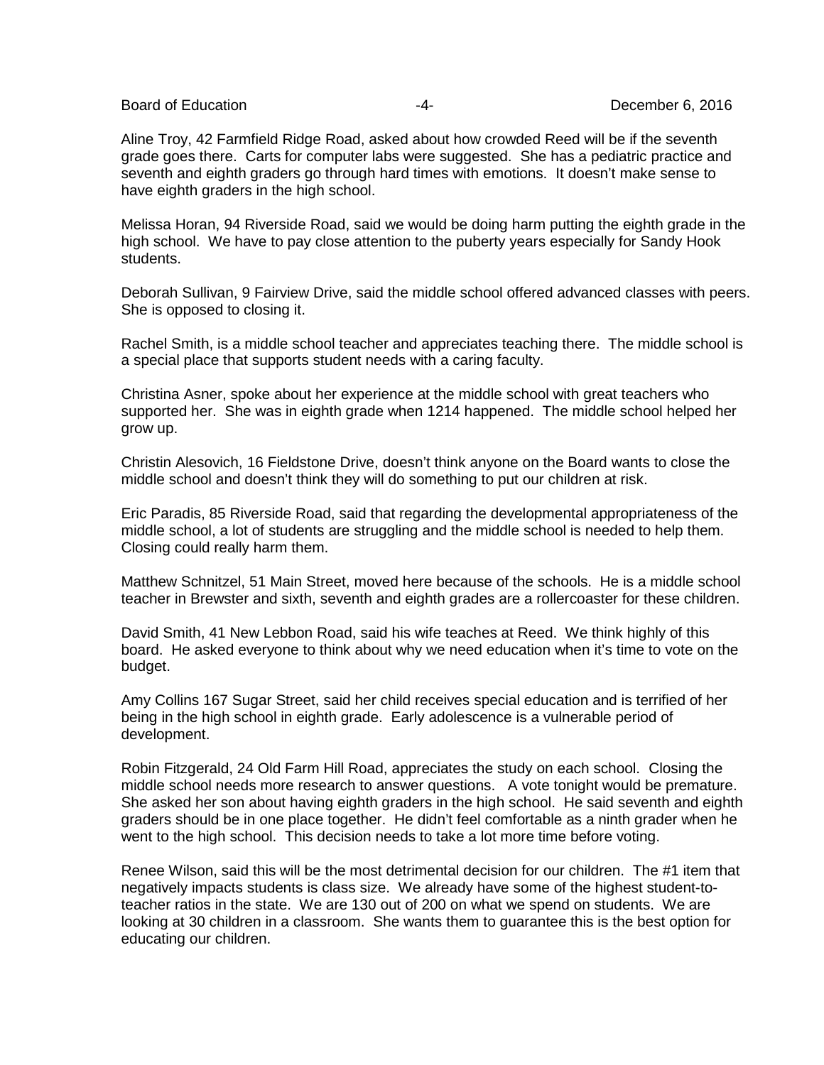Aline Troy, 42 Farmfield Ridge Road, asked about how crowded Reed will be if the seventh grade goes there. Carts for computer labs were suggested. She has a pediatric practice and seventh and eighth graders go through hard times with emotions. It doesn't make sense to have eighth graders in the high school.

Melissa Horan, 94 Riverside Road, said we would be doing harm putting the eighth grade in the high school. We have to pay close attention to the puberty years especially for Sandy Hook students.

Deborah Sullivan, 9 Fairview Drive, said the middle school offered advanced classes with peers. She is opposed to closing it.

Rachel Smith, is a middle school teacher and appreciates teaching there. The middle school is a special place that supports student needs with a caring faculty.

Christina Asner, spoke about her experience at the middle school with great teachers who supported her. She was in eighth grade when 1214 happened. The middle school helped her grow up.

Christin Alesovich, 16 Fieldstone Drive, doesn't think anyone on the Board wants to close the middle school and doesn't think they will do something to put our children at risk.

Eric Paradis, 85 Riverside Road, said that regarding the developmental appropriateness of the middle school, a lot of students are struggling and the middle school is needed to help them. Closing could really harm them.

Matthew Schnitzel, 51 Main Street, moved here because of the schools. He is a middle school teacher in Brewster and sixth, seventh and eighth grades are a rollercoaster for these children.

David Smith, 41 New Lebbon Road, said his wife teaches at Reed. We think highly of this board. He asked everyone to think about why we need education when it's time to vote on the budget.

Amy Collins 167 Sugar Street, said her child receives special education and is terrified of her being in the high school in eighth grade. Early adolescence is a vulnerable period of development.

Robin Fitzgerald, 24 Old Farm Hill Road, appreciates the study on each school. Closing the middle school needs more research to answer questions. A vote tonight would be premature. She asked her son about having eighth graders in the high school. He said seventh and eighth graders should be in one place together. He didn't feel comfortable as a ninth grader when he went to the high school. This decision needs to take a lot more time before voting.

Renee Wilson, said this will be the most detrimental decision for our children. The #1 item that negatively impacts students is class size. We already have some of the highest student-to-teacher ratios in the state. We are 130 out of 200 on what we spend on students. We are looking at 30 children in a classroom. She wants them to guarantee this is the best option for educating our children.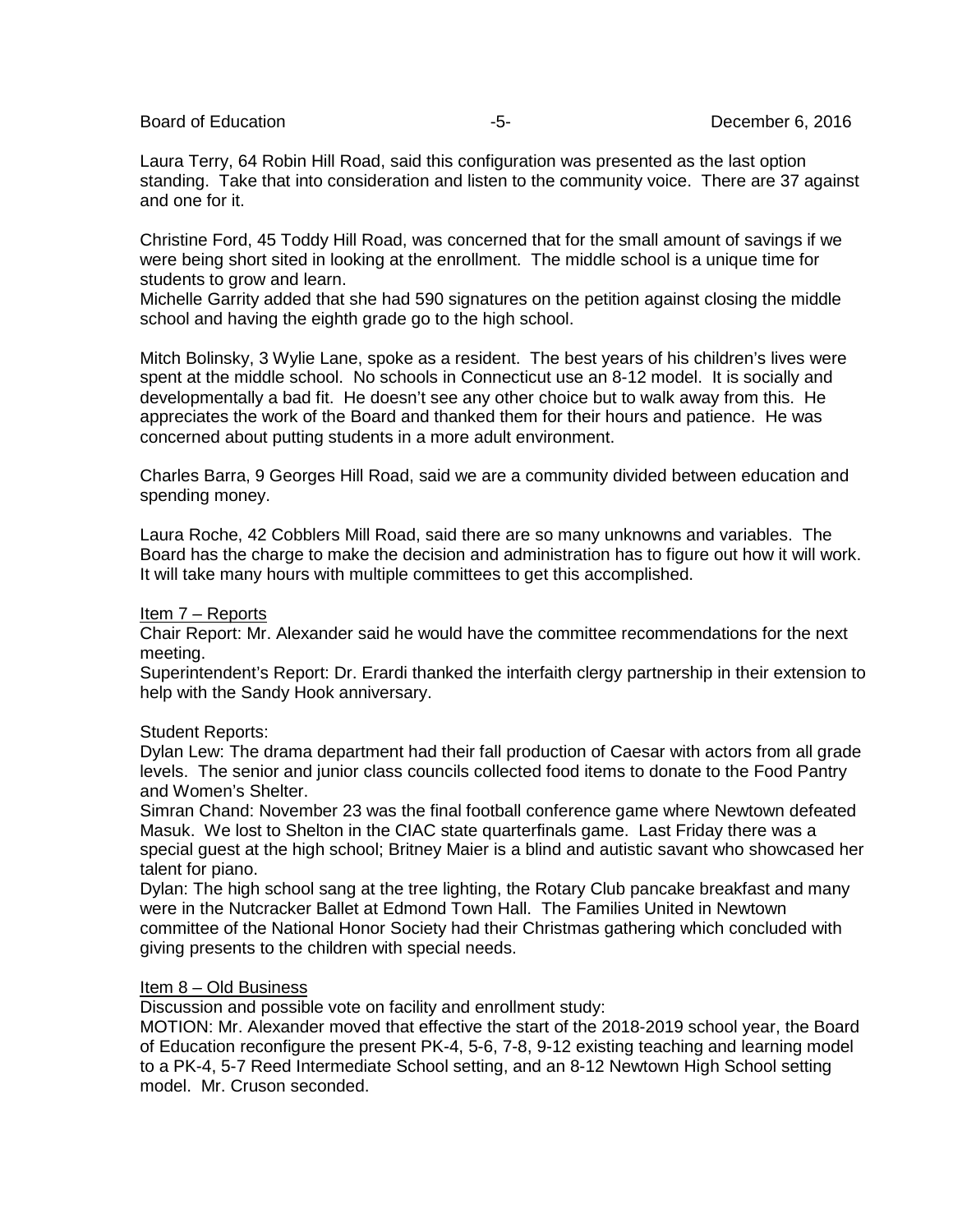Laura Terry, 64 Robin Hill Road, said this configuration was presented as the last option standing. Take that into consideration and listen to the community voice. There are 37 against and one for it.

Christine Ford, 45 Toddy Hill Road, was concerned that for the small amount of savings if we were being short sited in looking at the enrollment. The middle school is a unique time for students to grow and learn.
Michelle Garrity added that she had 590 signatures on the petition against closing the middle school and having the eighth grade go to the high school.

Mitch Bolinsky, 3 Wylie Lane, spoke as a resident. The best years of his children's lives were spent at the middle school. No schools in Connecticut use an 8-12 model. It is socially and developmentally a bad fit. He doesn't see any other choice but to walk away from this. He appreciates the work of the Board and thanked them for their hours and patience. He was concerned about putting students in a more adult environment.

Charles Barra, 9 Georges Hill Road, said we are a community divided between education and spending money.

Laura Roche, 42 Cobblers Mill Road, said there are so many unknowns and variables. The Board has the charge to make the decision and administration has to figure out how it will work. It will take many hours with multiple committees to get this accomplished.

Item 7 – Reports

Chair Report: Mr. Alexander said he would have the committee recommendations for the next meeting.
Superintendent's Report: Dr. Erardi thanked the interfaith clergy partnership in their extension to help with the Sandy Hook anniversary.

Student Reports:
Dylan Lew: The drama department had their fall production of Caesar with actors from all grade levels. The senior and junior class councils collected food items to donate to the Food Pantry and Women's Shelter.
Simran Chand: November 23 was the final football conference game where Newtown defeated Masuk. We lost to Shelton in the CIAC state quarterfinals game. Last Friday there was a special guest at the high school; Britney Maier is a blind and autistic savant who showcased her talent for piano.
Dylan: The high school sang at the tree lighting, the Rotary Club pancake breakfast and many were in the Nutcracker Ballet at Edmond Town Hall. The Families United in Newtown committee of the National Honor Society had their Christmas gathering which concluded with giving presents to the children with special needs.

Item 8 – Old Business

Discussion and possible vote on facility and enrollment study:
MOTION: Mr. Alexander moved that effective the start of the 2018-2019 school year, the Board of Education reconfigure the present PK-4, 5-6, 7-8, 9-12 existing teaching and learning model to a PK-4, 5-7 Reed Intermediate School setting, and an 8-12 Newtown High School setting model. Mr. Cruson seconded.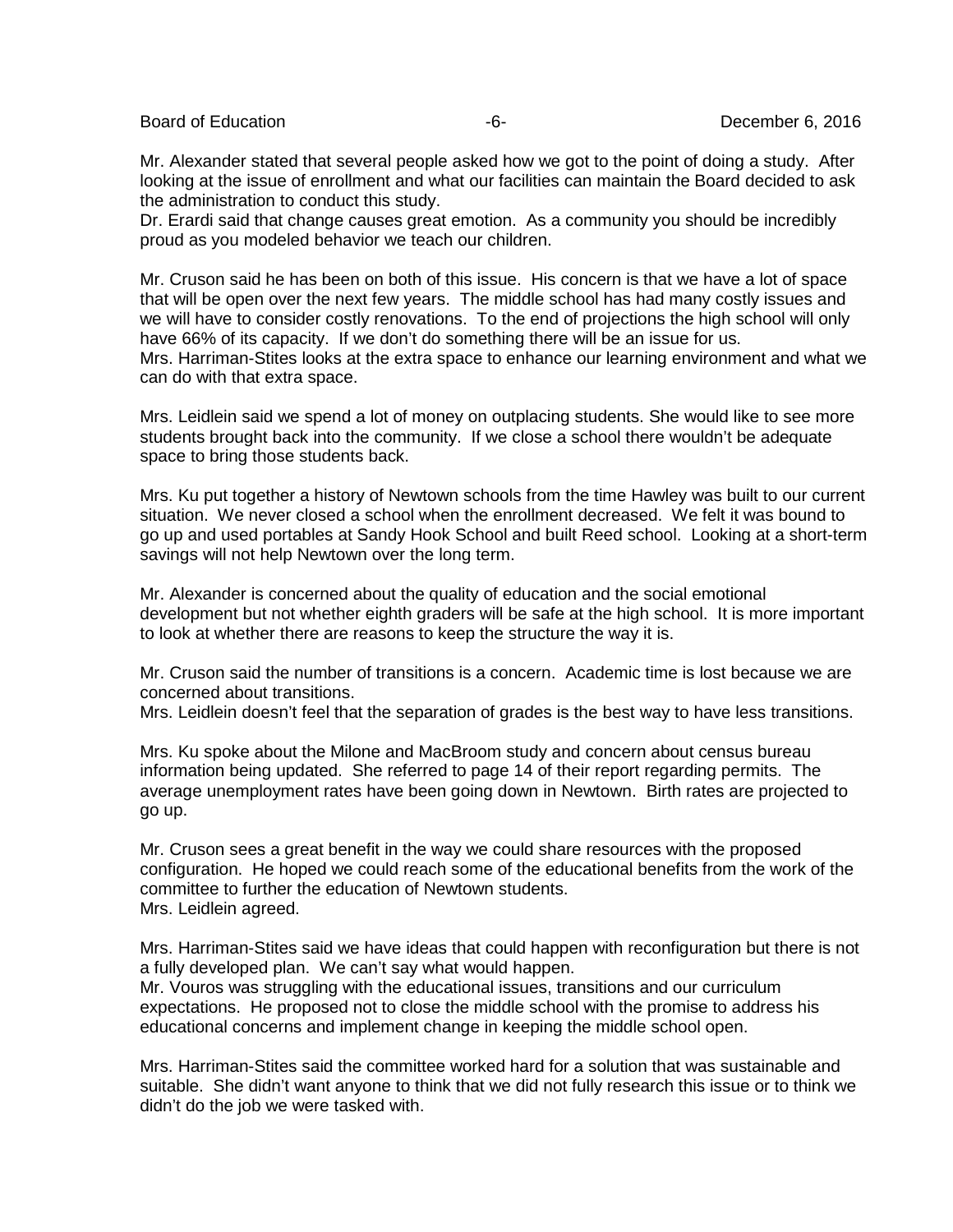Mr. Alexander stated that several people asked how we got to the point of doing a study. After looking at the issue of enrollment and what our facilities can maintain the Board decided to ask the administration to conduct this study.
Dr. Erardi said that change causes great emotion. As a community you should be incredibly proud as you modeled behavior we teach our children.

Mr. Cruson said he has been on both of this issue. His concern is that we have a lot of space that will be open over the next few years. The middle school has had many costly issues and we will have to consider costly renovations. To the end of projections the high school will only have 66% of its capacity. If we don't do something there will be an issue for us.
Mrs. Harriman-Stites looks at the extra space to enhance our learning environment and what we can do with that extra space.

Mrs. Leidlein said we spend a lot of money on outplacing students. She would like to see more students brought back into the community. If we close a school there wouldn't be adequate space to bring those students back.

Mrs. Ku put together a history of Newtown schools from the time Hawley was built to our current situation. We never closed a school when the enrollment decreased. We felt it was bound to go up and used portables at Sandy Hook School and built Reed school. Looking at a short-term savings will not help Newtown over the long term.

Mr. Alexander is concerned about the quality of education and the social emotional development but not whether eighth graders will be safe at the high school. It is more important to look at whether there are reasons to keep the structure the way it is.

Mr. Cruson said the number of transitions is a concern. Academic time is lost because we are concerned about transitions.
Mrs. Leidlein doesn't feel that the separation of grades is the best way to have less transitions.

Mrs. Ku spoke about the Milone and MacBroom study and concern about census bureau information being updated. She referred to page 14 of their report regarding permits. The average unemployment rates have been going down in Newtown. Birth rates are projected to go up.

Mr. Cruson sees a great benefit in the way we could share resources with the proposed configuration. He hoped we could reach some of the educational benefits from the work of the committee to further the education of Newtown students.
Mrs. Leidlein agreed.

Mrs. Harriman-Stites said we have ideas that could happen with reconfiguration but there is not a fully developed plan. We can't say what would happen.
Mr. Vouros was struggling with the educational issues, transitions and our curriculum expectations. He proposed not to close the middle school with the promise to address his educational concerns and implement change in keeping the middle school open.

Mrs. Harriman-Stites said the committee worked hard for a solution that was sustainable and suitable. She didn't want anyone to think that we did not fully research this issue or to think we didn't do the job we were tasked with.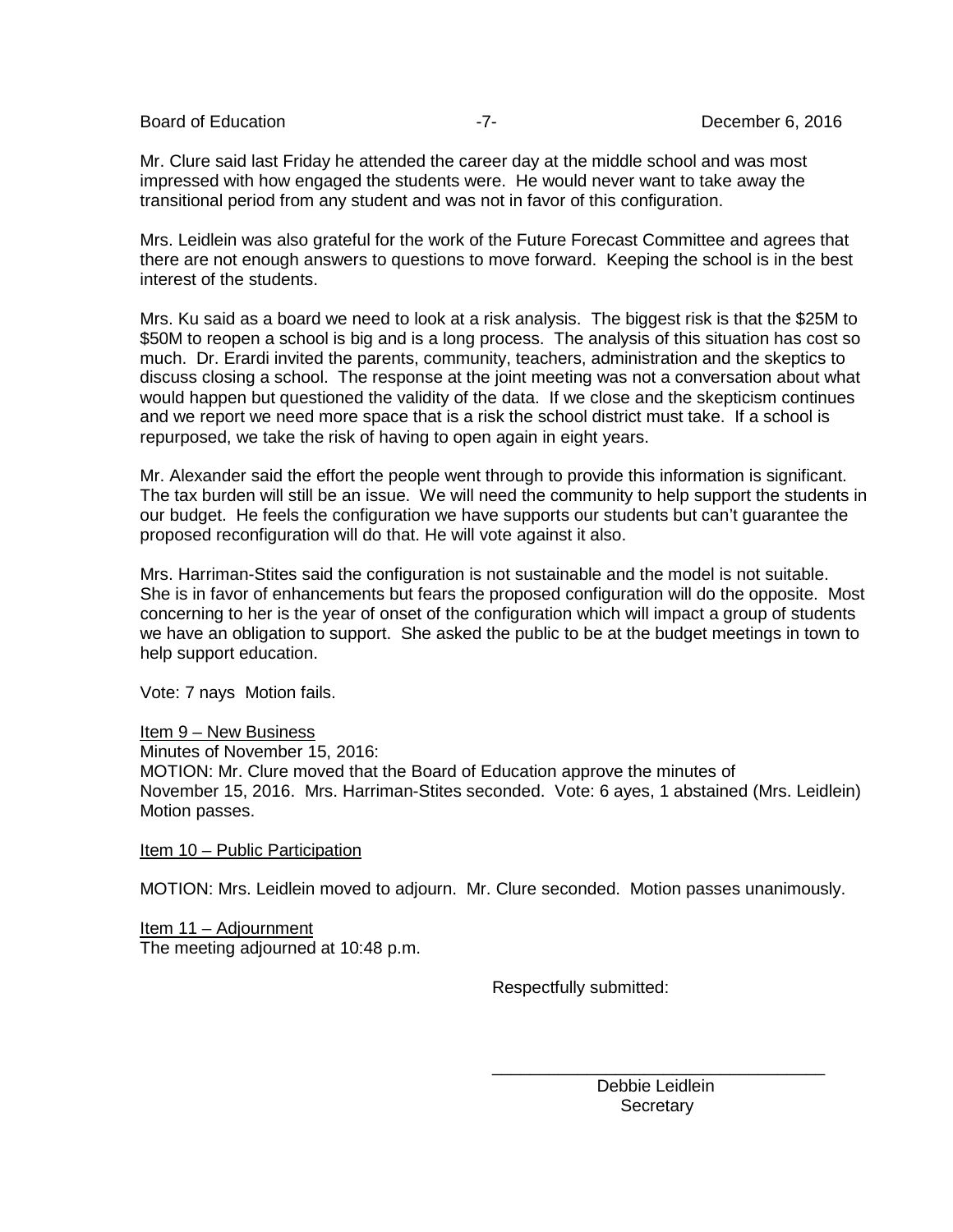Mr. Clure said last Friday he attended the career day at the middle school and was most impressed with how engaged the students were. He would never want to take away the transitional period from any student and was not in favor of this configuration.

Mrs. Leidlein was also grateful for the work of the Future Forecast Committee and agrees that there are not enough answers to questions to move forward. Keeping the school is in the best interest of the students.

Mrs. Ku said as a board we need to look at a risk analysis. The biggest risk is that the $25M to $50M to reopen a school is big and is a long process. The analysis of this situation has cost so much. Dr. Erardi invited the parents, community, teachers, administration and the skeptics to discuss closing a school. The response at the joint meeting was not a conversation about what would happen but questioned the validity of the data. If we close and the skepticism continues and we report we need more space that is a risk the school district must take. If a school is repurposed, we take the risk of having to open again in eight years.

Mr. Alexander said the effort the people went through to provide this information is significant. The tax burden will still be an issue. We will need the community to help support the students in our budget. He feels the configuration we have supports our students but can't guarantee the proposed reconfiguration will do that. He will vote against it also.

Mrs. Harriman-Stites said the configuration is not sustainable and the model is not suitable. She is in favor of enhancements but fears the proposed configuration will do the opposite. Most concerning to her is the year of onset of the configuration which will impact a group of students we have an obligation to support. She asked the public to be at the budget meetings in town to help support education.

Vote: 7 nays Motion fails.

<u>Item 9 – New Business</u>
Minutes of November 15, 2016:
MOTION: Mr. Clure moved that the Board of Education approve the minutes of November 15, 2016. Mrs. Harriman-Stites seconded. Vote: 6 ayes, 1 abstained (Mrs. Leidlein) Motion passes.

<u>Item 10 – Public Participation</u>

MOTION: Mrs. Leidlein moved to adjourn. Mr. Clure seconded. Motion passes unanimously.

<u>Item 11 – Adjournment</u>
The meeting adjourned at 10:48 p.m.

Respectfully submitted:

\_\_\_\_\_\_\_\_\_\_\_\_\_\_\_\_\_\_\_\_\_\_\_\_\_\_\_\_\_\_\_\_\_\_\_\_

Debbie Leidlein
Secretary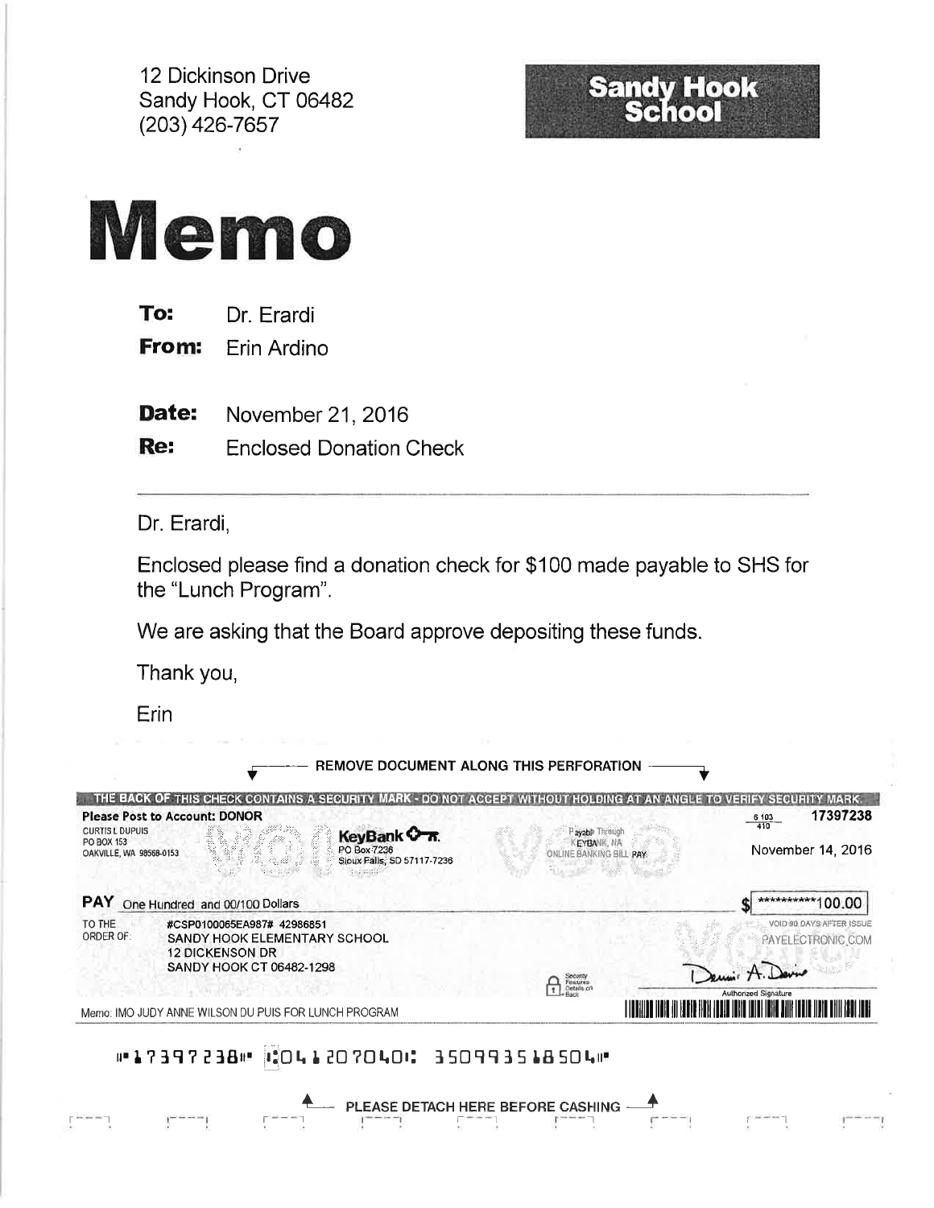12 Dickinson Drive
Sandy Hook, CT 06482
(203) 426-7657

**Sandy Hook School**

# Memo

**To:** Dr. Erardi

**From:** Erin Ardino

**Date:** November 21, 2016

**Re:** Enclosed Donation Check

---

Dr. Erardi,

Enclosed please find a donation check for $100 made payable to SHS for the "Lunch Program".

We are asking that the Board approve depositing these funds.

Thank you,

Erin

REMOVE DOCUMENT ALONG THIS PERFORATION

THE BACK OF THIS CHECK CONTAINS A SECURITY MARK - DO NOT ACCEPT WITHOUT HOLDING AT AN ANGLE TO VERIFY SECURITY MARK.

**Please Post to Account: DONOR**
CURTIS L DUPUIS
PO BOX 153
OAKVILLE, WA 98568-0153

KeyBank
PO Box 7236
Sioux Falls, SD 57117-7236

Payable Through
KEYBANK, NA
ONLINE BANKING BILL PAY

6 103 / 410 17397238

November 14, 2016

**PAY** One Hundred and 00/100 Dollars $ **********100.00

TO THE ORDER OF: #CSP0100065EA987# 42986851
SANDY HOOK ELEMENTARY SCHOOL
12 DICKENSON DR
SANDY HOOK CT 06482-1298

VOID 90 DAYS AFTER ISSUE
PAYELECTRONIC.COM

Security Features Details on Back

Authorized Signature

Memo: IMO JUDY ANNE WILSON DU PUIS FOR LUNCH PROGRAM

⑈17397238⑈ ⑆041207040⑆ 350993518504⑈

PLEASE DETACH HERE BEFORE CASHING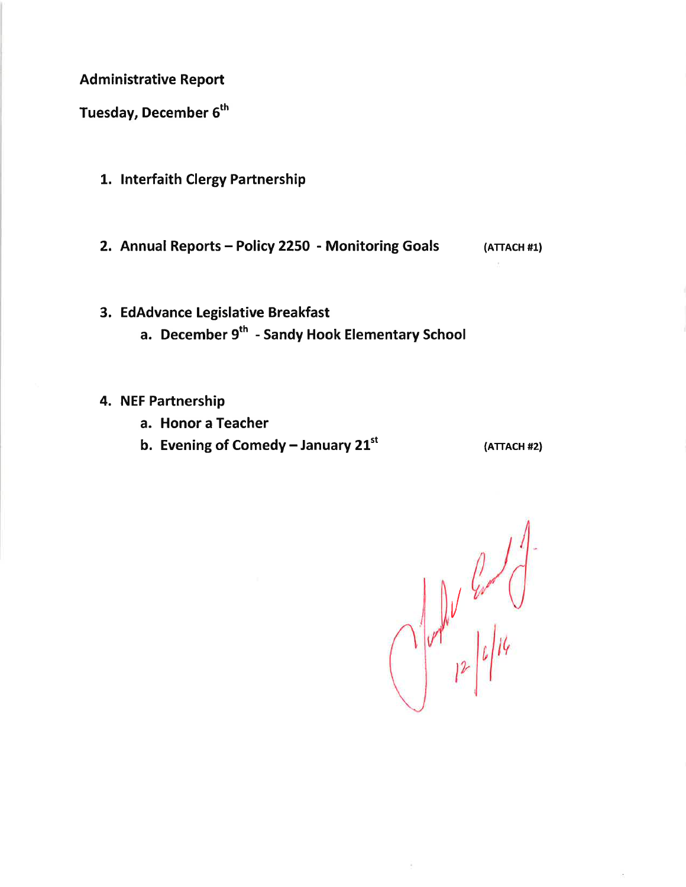**Administrative Report**

**Tuesday, December 6th**

1. **Interfaith Clergy Partnership**

2. **Annual Reports – Policy 2250 - Monitoring Goals** **(ATTACH #1)**

3. **EdAdvance Legislative Breakfast**
   a. **December 9th - Sandy Hook Elementary School**

4. **NEF Partnership**
   a. **Honor a Teacher**
   b. **Evening of Comedy – January 21st** **(ATTACH #2)**

12/6/16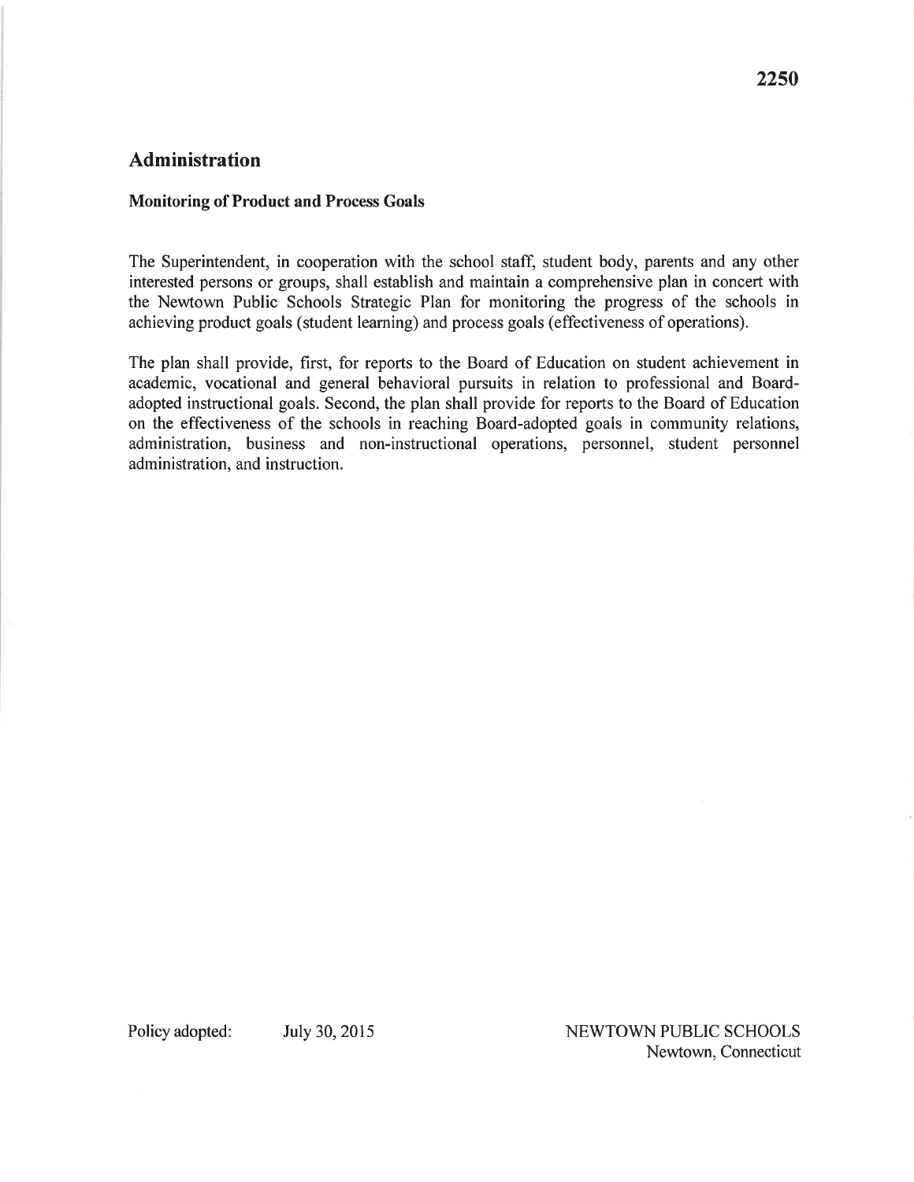2250

# Administration

## Monitoring of Product and Process Goals

The Superintendent, in cooperation with the school staff, student body, parents and any other interested persons or groups, shall establish and maintain a comprehensive plan in concert with the Newtown Public Schools Strategic Plan for monitoring the progress of the schools in achieving product goals (student learning) and process goals (effectiveness of operations).

The plan shall provide, first, for reports to the Board of Education on student achievement in academic, vocational and general behavioral pursuits in relation to professional and Board-adopted instructional goals. Second, the plan shall provide for reports to the Board of Education on the effectiveness of the schools in reaching Board-adopted goals in community relations, administration, business and non-instructional operations, personnel, student personnel administration, and instruction.

Policy adopted: July 30, 2015

NEWTOWN PUBLIC SCHOOLS
Newtown, Connecticut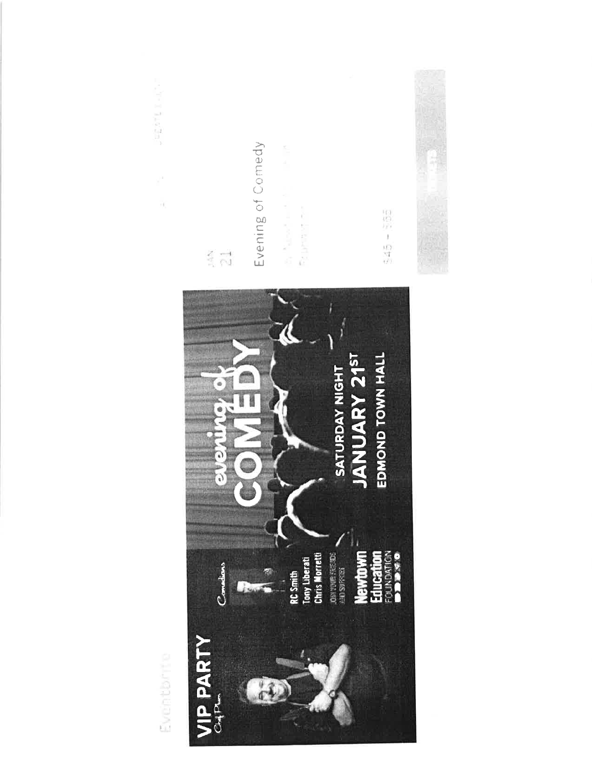Eventbrite

VIP PARTY

Chef Plum

Comedians

RC Smith
Tony Liberati
Chris Morretti

JOIN YOUR FRIENDS AND SUPPORT

Newtown Education FOUNDATION

evening of COMEDY

SATURDAY NIGHT
JANUARY 21[ST]
EDMOND TOWN HALL

JAN
21

Evening of Comedy

$45 – $65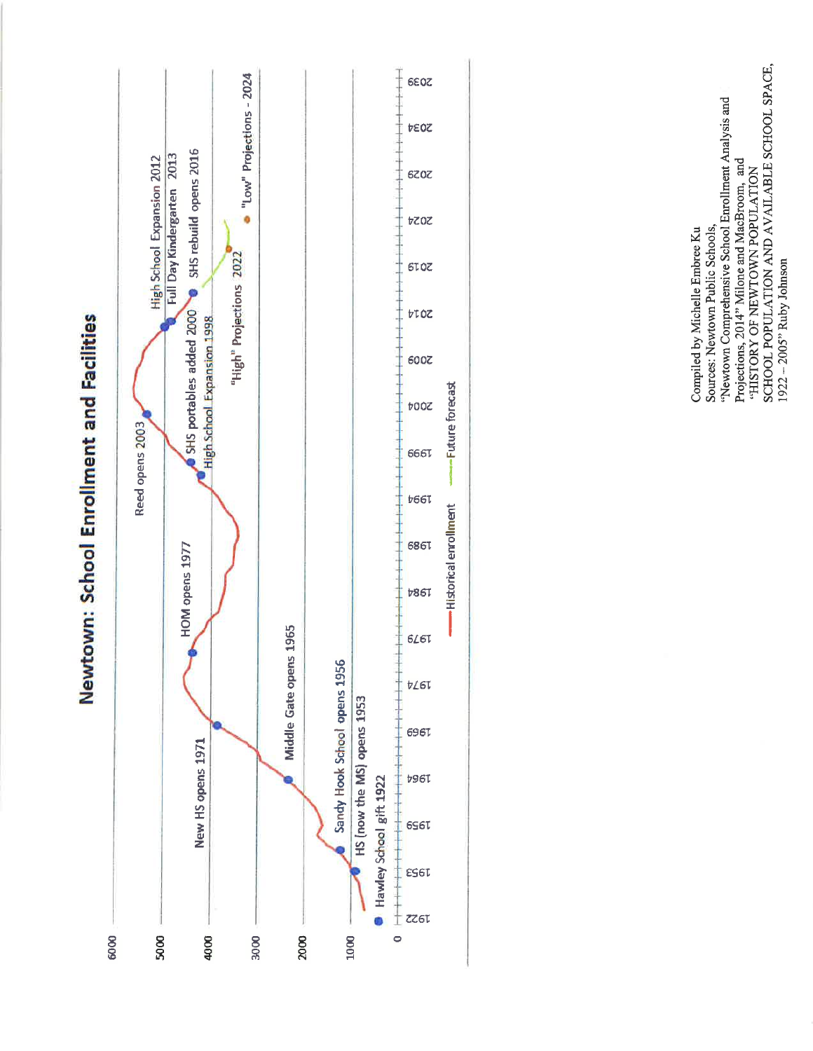# Newtown: School Enrollment and Facilities

6000
5000
4000
3000
2000
1000
0

1922
1953
1959
1964
1969
1974
1979
1984
1989
1994
1999
2004
2009
2014
2019
2024
2029
2034
2039

Hawley School gift 1922
HS (now the MS) opens 1953
Sandy Hook School opens 1956
Middle Gate opens 1965
New HS opens 1971
HOM opens 1977
High School Expansion 1998
SHS portables added 2000
Reed opens 2003
High School Expansion 2012
Full Day Kindergarten 2013
SHS rebuild opens 2016
"High" Projections 2022
"Low" Projections - 2024

Historical enrollment
Future forecast

Compiled by Michelle Embree Ku
Sources: Newtown Public Schools,
"Newtown Comprehensive School Enrollment Analysis and Projections, 2014" Milone and MacBroom, and
"HISTORY OF NEWTOWN POPULATION SCHOOL POPULATION AND AVAILABLE SCHOOL SPACE, 1922 – 2005" Ruby Johnson